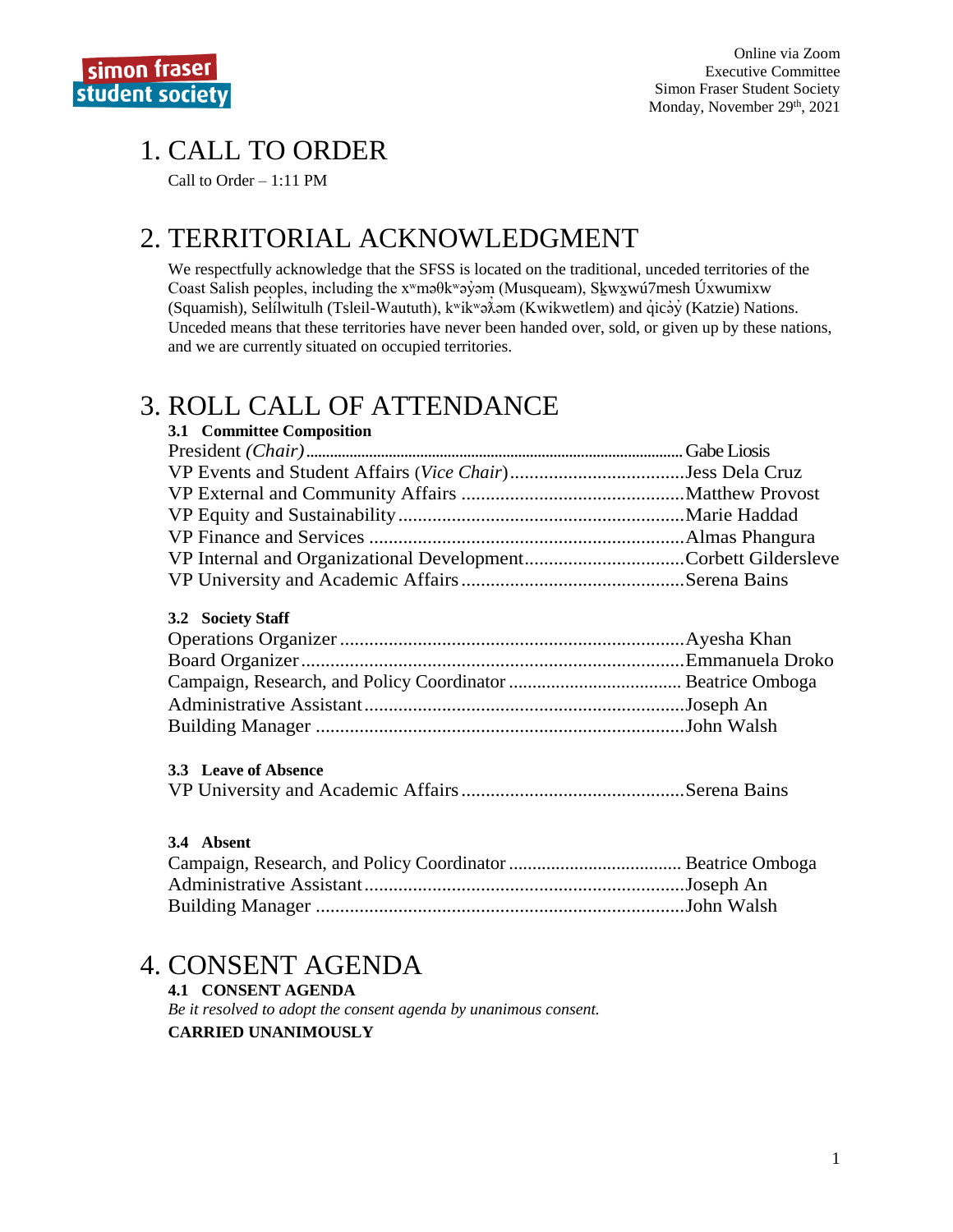Online via Zoom
Executive Committee
Simon Fraser Student Society
Monday, November 29th, 2021

# 1. CALL TO ORDER

Call to Order – 1:11 PM

# 2. TERRITORIAL ACKNOWLEDGMENT

We respectfully acknowledge that the SFSS is located on the traditional, unceded territories of the Coast Salish peoples, including the xʷməθkʷəy̓əm (Musqueam), Sḵwx̱wú7mesh Úxwumixw (Squamish), Selílwitulh (Tsleil-Waututh), kʷikʷəƛ̓əm (Kwikwetlem) and q̓icə̓y̓ (Katzie) Nations. Unceded means that these territories have never been handed over, sold, or given up by these nations, and we are currently situated on occupied territories.

# 3. ROLL CALL OF ATTENDANCE

### 3.1 Committee Composition

President *(Chair)* .......... Gabe Liosis
VP Events and Student Affairs (*Vice Chair*) .......... Jess Dela Cruz
VP External and Community Affairs .......... Matthew Provost
VP Equity and Sustainability .......... Marie Haddad
VP Finance and Services .......... Almas Phangura
VP Internal and Organizational Development .......... Corbett Gildersleve
VP University and Academic Affairs .......... Serena Bains

### 3.2 Society Staff

Operations Organizer .......... Ayesha Khan
Board Organizer .......... Emmanuela Droko
Campaign, Research, and Policy Coordinator .......... Beatrice Omboga
Administrative Assistant .......... Joseph An
Building Manager .......... John Walsh

### 3.3 Leave of Absence

VP University and Academic Affairs .......... Serena Bains

### 3.4 Absent

Campaign, Research, and Policy Coordinator .......... Beatrice Omboga
Administrative Assistant .......... Joseph An
Building Manager .......... John Walsh

# 4. CONSENT AGENDA

### 4.1 CONSENT AGENDA

*Be it resolved to adopt the consent agenda by unanimous consent.*

**CARRIED UNANIMOUSLY**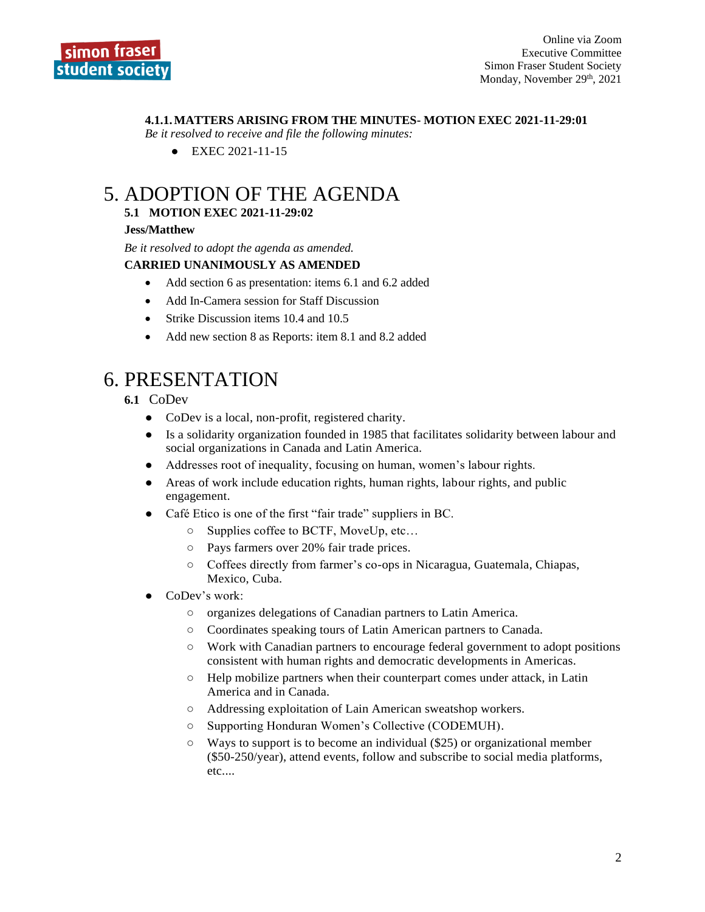#### 4.1.1. MATTERS ARISING FROM THE MINUTES- MOTION EXEC 2021-11-29:01

*Be it resolved to receive and file the following minutes:*

- EXEC 2021-11-15

# 5. ADOPTION OF THE AGENDA

### 5.1 MOTION EXEC 2021-11-29:02

**Jess/Matthew**

*Be it resolved to adopt the agenda as amended.*

**CARRIED UNANIMOUSLY AS AMENDED**

- Add section 6 as presentation: items 6.1 and 6.2 added
- Add In-Camera session for Staff Discussion
- Strike Discussion items 10.4 and 10.5
- Add new section 8 as Reports: item 8.1 and 8.2 added

# 6. PRESENTATION

### 6.1 CoDev

- CoDev is a local, non-profit, registered charity.
- Is a solidarity organization founded in 1985 that facilitates solidarity between labour and social organizations in Canada and Latin America.
- Addresses root of inequality, focusing on human, women's labour rights.
- Areas of work include education rights, human rights, labour rights, and public engagement.
- Café Etico is one of the first "fair trade" suppliers in BC.
  - Supplies coffee to BCTF, MoveUp, etc…
  - Pays farmers over 20% fair trade prices.
  - Coffees directly from farmer's co-ops in Nicaragua, Guatemala, Chiapas, Mexico, Cuba.
- CoDev's work:
  - organizes delegations of Canadian partners to Latin America.
  - Coordinates speaking tours of Latin American partners to Canada.
  - Work with Canadian partners to encourage federal government to adopt positions consistent with human rights and democratic developments in Americas.
  - Help mobilize partners when their counterpart comes under attack, in Latin America and in Canada.
  - Addressing exploitation of Lain American sweatshop workers.
  - Supporting Honduran Women's Collective (CODEMUH).
  - Ways to support is to become an individual ($25) or organizational member ($50-250/year), attend events, follow and subscribe to social media platforms, etc....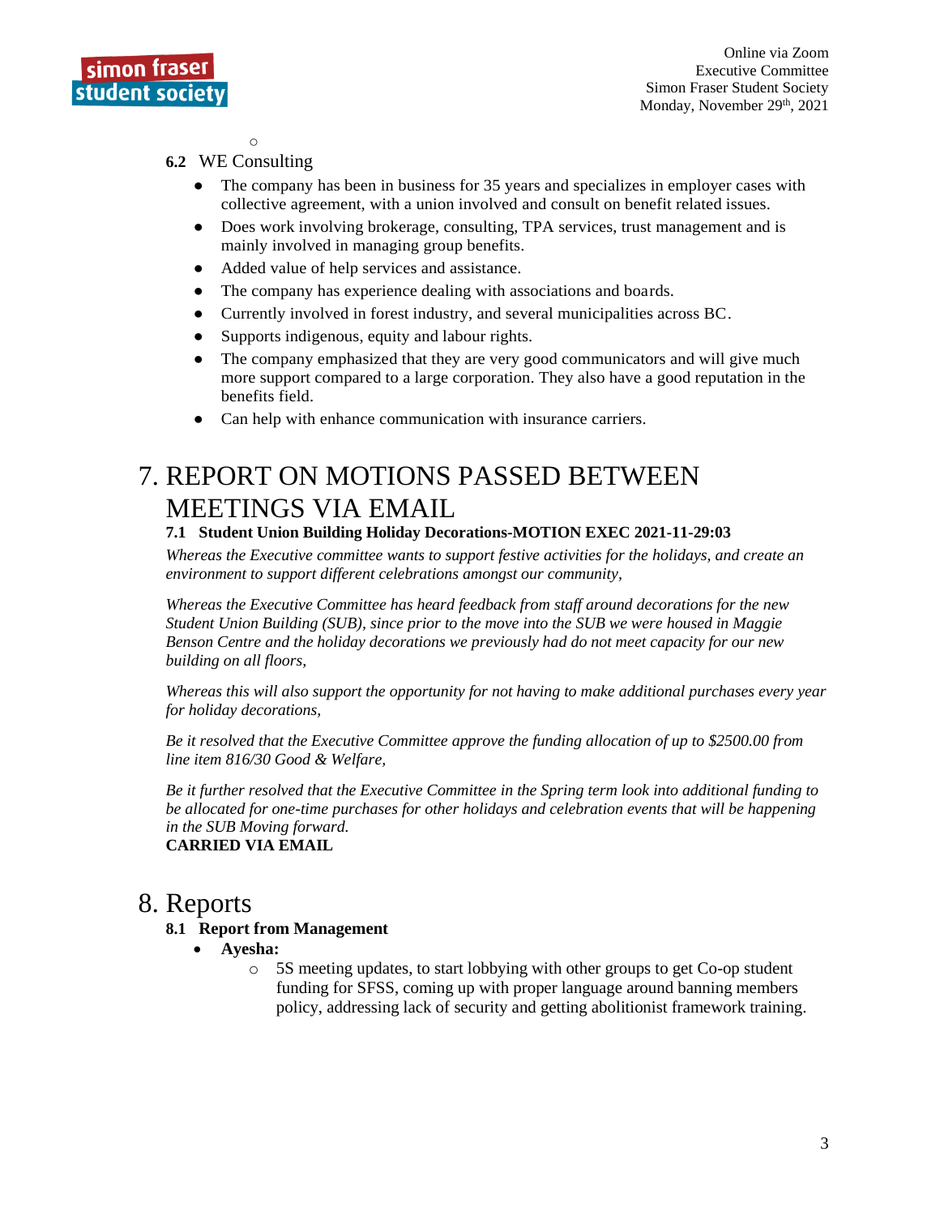o

### 6.2 WE Consulting

- The company has been in business for 35 years and specializes in employer cases with collective agreement, with a union involved and consult on benefit related issues.
- Does work involving brokerage, consulting, TPA services, trust management and is mainly involved in managing group benefits.
- Added value of help services and assistance.
- The company has experience dealing with associations and boards.
- Currently involved in forest industry, and several municipalities across BC.
- Supports indigenous, equity and labour rights.
- The company emphasized that they are very good communicators and will give much more support compared to a large corporation. They also have a good reputation in the benefits field.
- Can help with enhance communication with insurance carriers.

# 7. REPORT ON MOTIONS PASSED BETWEEN MEETINGS VIA EMAIL

### 7.1 Student Union Building Holiday Decorations-MOTION EXEC 2021-11-29:03

*Whereas the Executive committee wants to support festive activities for the holidays, and create an environment to support different celebrations amongst our community,*

*Whereas the Executive Committee has heard feedback from staff around decorations for the new Student Union Building (SUB), since prior to the move into the SUB we were housed in Maggie Benson Centre and the holiday decorations we previously had do not meet capacity for our new building on all floors,*

*Whereas this will also support the opportunity for not having to make additional purchases every year for holiday decorations,*

*Be it resolved that the Executive Committee approve the funding allocation of up to $2500.00 from line item 816/30 Good & Welfare,*

*Be it further resolved that the Executive Committee in the Spring term look into additional funding to be allocated for one-time purchases for other holidays and celebration events that will be happening in the SUB Moving forward.*

**CARRIED VIA EMAIL**

# 8. Reports

### 8.1 Report from Management

- **Ayesha:**
  - 5S meeting updates, to start lobbying with other groups to get Co-op student funding for SFSS, coming up with proper language around banning members policy, addressing lack of security and getting abolitionist framework training.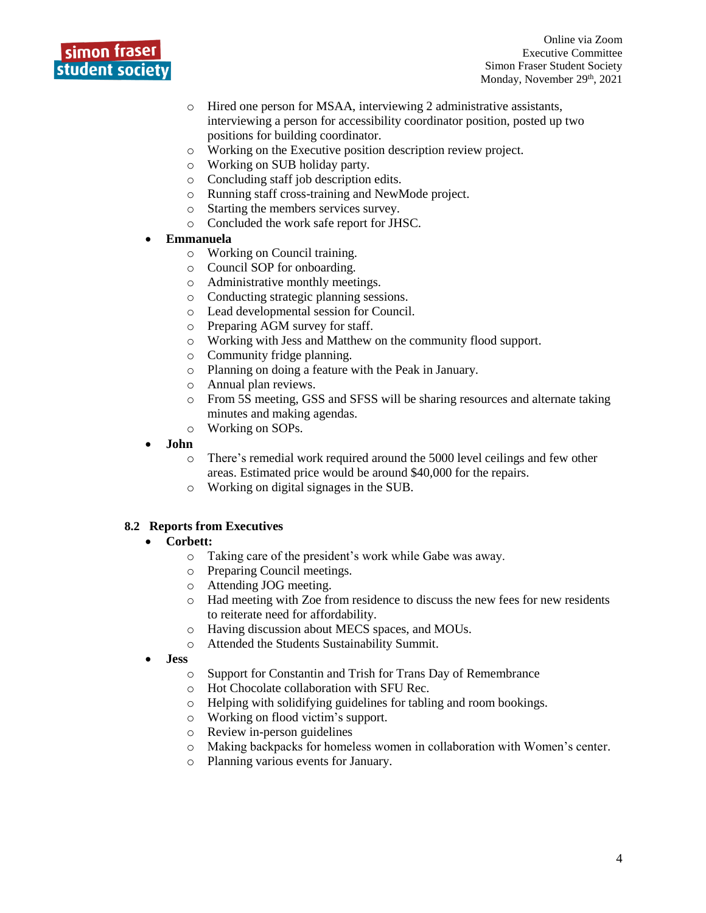- Hired one person for MSAA, interviewing 2 administrative assistants, interviewing a person for accessibility coordinator position, posted up two positions for building coordinator.
    - Working on the Executive position description review project.
    - Working on SUB holiday party.
    - Concluding staff job description edits.
    - Running staff cross-training and NewMode project.
    - Starting the members services survey.
    - Concluded the work safe report for JHSC.
- **Emmanuela**
    - Working on Council training.
    - Council SOP for onboarding.
    - Administrative monthly meetings.
    - Conducting strategic planning sessions.
    - Lead developmental session for Council.
    - Preparing AGM survey for staff.
    - Working with Jess and Matthew on the community flood support.
    - Community fridge planning.
    - Planning on doing a feature with the Peak in January.
    - Annual plan reviews.
    - From 5S meeting, GSS and SFSS will be sharing resources and alternate taking minutes and making agendas.
    - Working on SOPs.
- **John**
    - There's remedial work required around the 5000 level ceilings and few other areas. Estimated price would be around $40,000 for the repairs.
    - Working on digital signages in the SUB.

### 8.2 Reports from Executives

- **Corbett:**
    - Taking care of the president's work while Gabe was away.
    - Preparing Council meetings.
    - Attending JOG meeting.
    - Had meeting with Zoe from residence to discuss the new fees for new residents to reiterate need for affordability.
    - Having discussion about MECS spaces, and MOUs.
    - Attended the Students Sustainability Summit.
- **Jess**
    - Support for Constantin and Trish for Trans Day of Remembrance
    - Hot Chocolate collaboration with SFU Rec.
    - Helping with solidifying guidelines for tabling and room bookings.
    - Working on flood victim's support.
    - Review in-person guidelines
    - Making backpacks for homeless women in collaboration with Women's center.
    - Planning various events for January.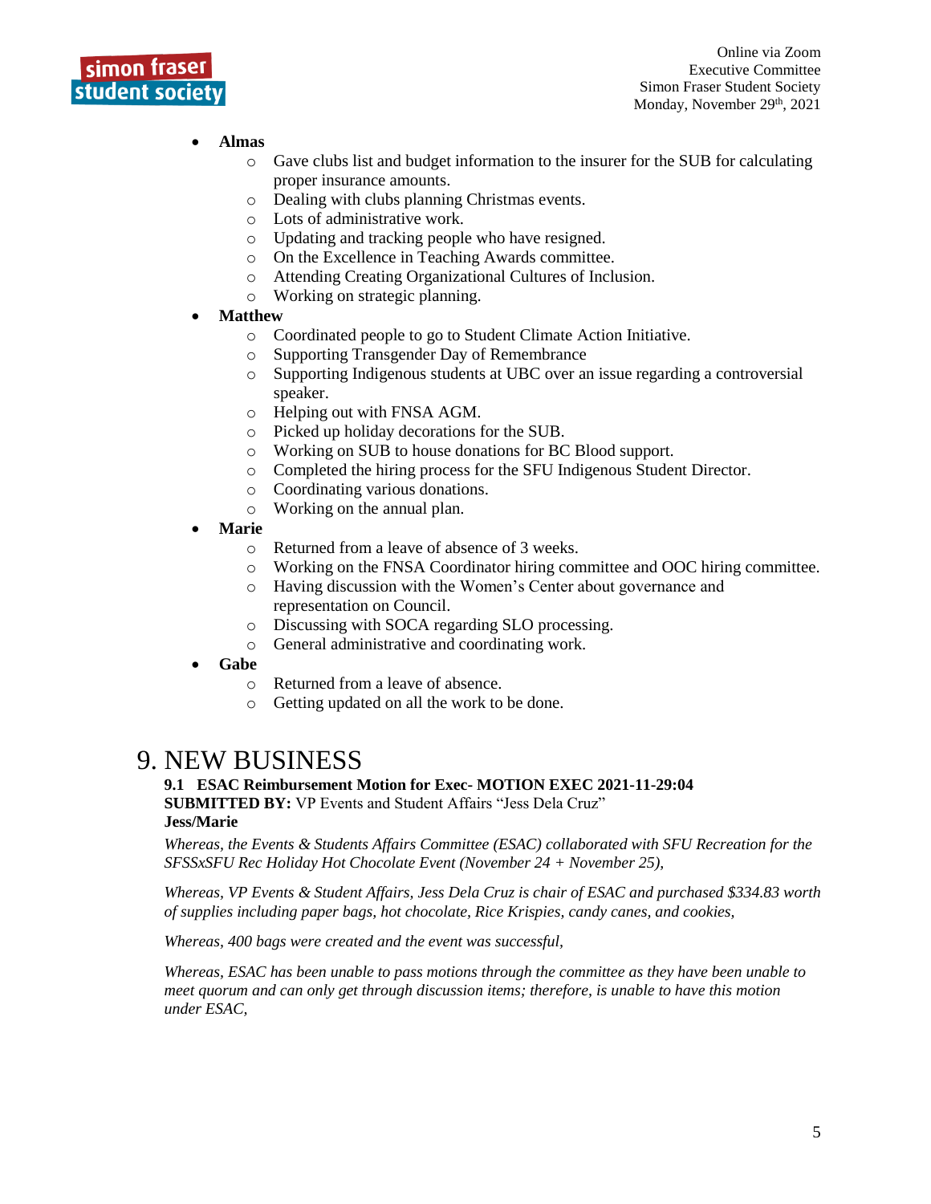- **Almas**
  - Gave clubs list and budget information to the insurer for the SUB for calculating proper insurance amounts.
  - Dealing with clubs planning Christmas events.
  - Lots of administrative work.
  - Updating and tracking people who have resigned.
  - On the Excellence in Teaching Awards committee.
  - Attending Creating Organizational Cultures of Inclusion.
  - Working on strategic planning.
- **Matthew**
  - Coordinated people to go to Student Climate Action Initiative.
  - Supporting Transgender Day of Remembrance
  - Supporting Indigenous students at UBC over an issue regarding a controversial speaker.
  - Helping out with FNSA AGM.
  - Picked up holiday decorations for the SUB.
  - Working on SUB to house donations for BC Blood support.
  - Completed the hiring process for the SFU Indigenous Student Director.
  - Coordinating various donations.
  - Working on the annual plan.
- **Marie**
  - Returned from a leave of absence of 3 weeks.
  - Working on the FNSA Coordinator hiring committee and OOC hiring committee.
  - Having discussion with the Women's Center about governance and representation on Council.
  - Discussing with SOCA regarding SLO processing.
  - General administrative and coordinating work.
- **Gabe**
  - Returned from a leave of absence.
  - Getting updated on all the work to be done.

# 9. NEW BUSINESS

**9.1 ESAC Reimbursement Motion for Exec- MOTION EXEC 2021-11-29:04**
**SUBMITTED BY:** VP Events and Student Affairs "Jess Dela Cruz"
**Jess/Marie**

*Whereas, the Events & Students Affairs Committee (ESAC) collaborated with SFU Recreation for the SFSSxSFU Rec Holiday Hot Chocolate Event (November 24 + November 25),*

*Whereas, VP Events & Student Affairs, Jess Dela Cruz is chair of ESAC and purchased $334.83 worth of supplies including paper bags, hot chocolate, Rice Krispies, candy canes, and cookies,*

*Whereas, 400 bags were created and the event was successful,*

*Whereas, ESAC has been unable to pass motions through the committee as they have been unable to meet quorum and can only get through discussion items; therefore, is unable to have this motion under ESAC,*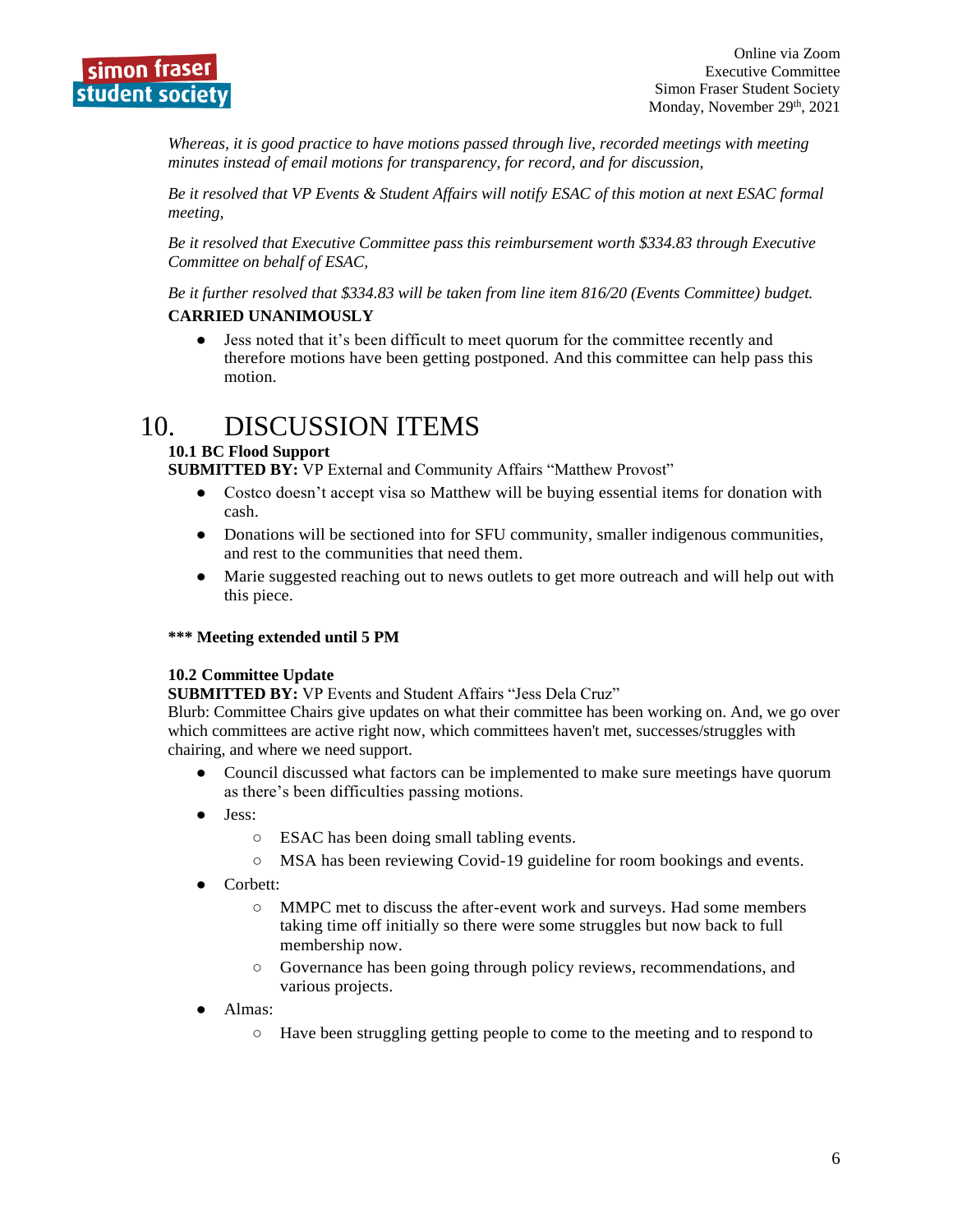*Whereas, it is good practice to have motions passed through live, recorded meetings with meeting minutes instead of email motions for transparency, for record, and for discussion,*

*Be it resolved that VP Events & Student Affairs will notify ESAC of this motion at next ESAC formal meeting,*

*Be it resolved that Executive Committee pass this reimbursement worth $334.83 through Executive Committee on behalf of ESAC,*

*Be it further resolved that $334.83 will be taken from line item 816/20 (Events Committee) budget.*

**CARRIED UNANIMOUSLY**

- Jess noted that it's been difficult to meet quorum for the committee recently and therefore motions have been getting postponed. And this committee can help pass this motion.

# 10. DISCUSSION ITEMS

**10.1 BC Flood Support**

**SUBMITTED BY:** VP External and Community Affairs "Matthew Provost"

- Costco doesn't accept visa so Matthew will be buying essential items for donation with cash.
- Donations will be sectioned into for SFU community, smaller indigenous communities, and rest to the communities that need them.
- Marie suggested reaching out to news outlets to get more outreach and will help out with this piece.

**\*\*\* Meeting extended until 5 PM**

**10.2 Committee Update**

**SUBMITTED BY:** VP Events and Student Affairs "Jess Dela Cruz"

Blurb: Committee Chairs give updates on what their committee has been working on. And, we go over which committees are active right now, which committees haven't met, successes/struggles with chairing, and where we need support.

- Council discussed what factors can be implemented to make sure meetings have quorum as there's been difficulties passing motions.
- Jess:
  - ESAC has been doing small tabling events.
  - MSA has been reviewing Covid-19 guideline for room bookings and events.
- Corbett:
  - MMPC met to discuss the after-event work and surveys. Had some members taking time off initially so there were some struggles but now back to full membership now.
  - Governance has been going through policy reviews, recommendations, and various projects.
- Almas:
  - Have been struggling getting people to come to the meeting and to respond to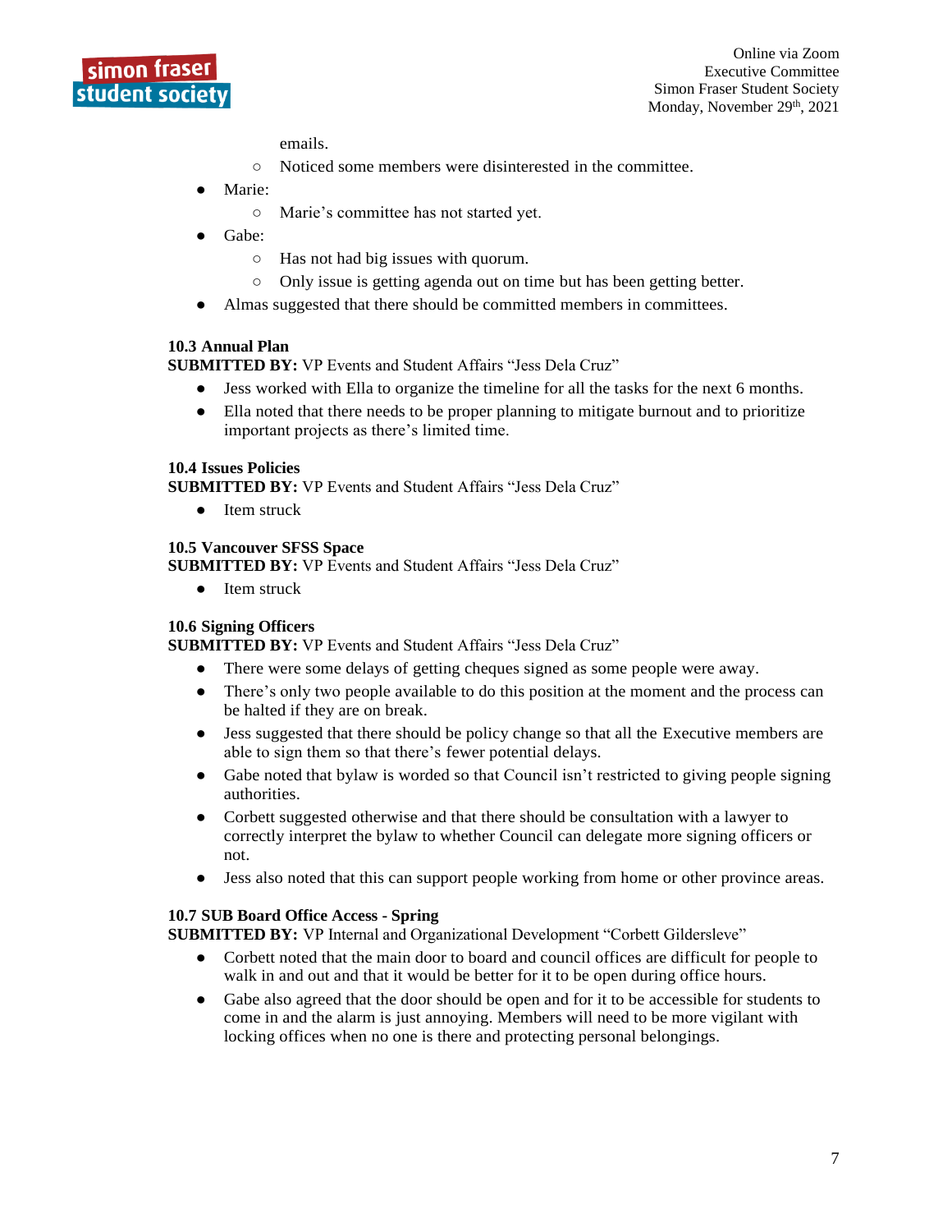emails.

  - Noticed some members were disinterested in the committee.
- Marie:
  - Marie's committee has not started yet.
- Gabe:
  - Has not had big issues with quorum.
  - Only issue is getting agenda out on time but has been getting better.
- Almas suggested that there should be committed members in committees.

### 10.3 Annual Plan

**SUBMITTED BY:** VP Events and Student Affairs "Jess Dela Cruz"

- Jess worked with Ella to organize the timeline for all the tasks for the next 6 months.
- Ella noted that there needs to be proper planning to mitigate burnout and to prioritize important projects as there's limited time.

### 10.4 Issues Policies

**SUBMITTED BY:** VP Events and Student Affairs "Jess Dela Cruz"

- Item struck

### 10.5 Vancouver SFSS Space

**SUBMITTED BY:** VP Events and Student Affairs "Jess Dela Cruz"

- Item struck

### 10.6 Signing Officers

**SUBMITTED BY:** VP Events and Student Affairs "Jess Dela Cruz"

- There were some delays of getting cheques signed as some people were away.
- There's only two people available to do this position at the moment and the process can be halted if they are on break.
- Jess suggested that there should be policy change so that all the Executive members are able to sign them so that there's fewer potential delays.
- Gabe noted that bylaw is worded so that Council isn't restricted to giving people signing authorities.
- Corbett suggested otherwise and that there should be consultation with a lawyer to correctly interpret the bylaw to whether Council can delegate more signing officers or not.
- Jess also noted that this can support people working from home or other province areas.

### 10.7 SUB Board Office Access - Spring

**SUBMITTED BY:** VP Internal and Organizational Development "Corbett Gildersleve"

- Corbett noted that the main door to board and council offices are difficult for people to walk in and out and that it would be better for it to be open during office hours.
- Gabe also agreed that the door should be open and for it to be accessible for students to come in and the alarm is just annoying. Members will need to be more vigilant with locking offices when no one is there and protecting personal belongings.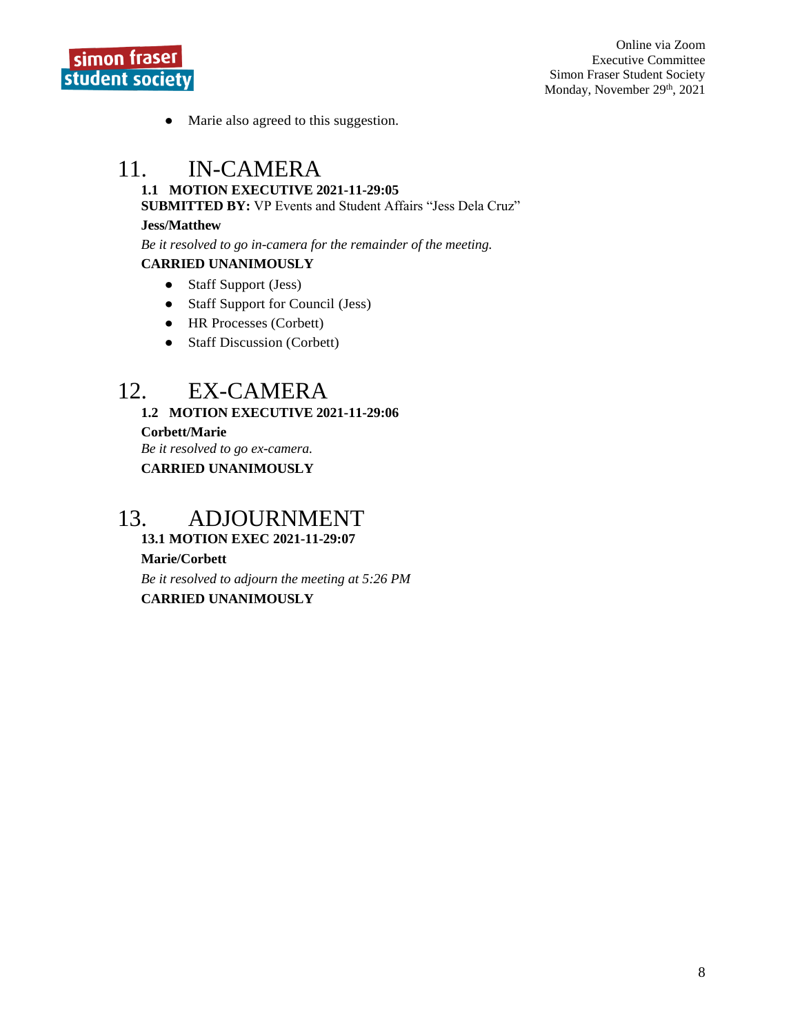- Marie also agreed to this suggestion.

# 11. IN-CAMERA

**1.1 MOTION EXECUTIVE 2021-11-29:05**

**SUBMITTED BY:** VP Events and Student Affairs "Jess Dela Cruz"

**Jess/Matthew**

*Be it resolved to go in-camera for the remainder of the meeting.*

**CARRIED UNANIMOUSLY**

- Staff Support (Jess)
- Staff Support for Council (Jess)
- HR Processes (Corbett)
- Staff Discussion (Corbett)

# 12. EX-CAMERA

**1.2 MOTION EXECUTIVE 2021-11-29:06**

**Corbett/Marie**

*Be it resolved to go ex-camera.*

**CARRIED UNANIMOUSLY**

# 13. ADJOURNMENT

**13.1 MOTION EXEC 2021-11-29:07**

**Marie/Corbett**

*Be it resolved to adjourn the meeting at 5:26 PM*

**CARRIED UNANIMOUSLY**